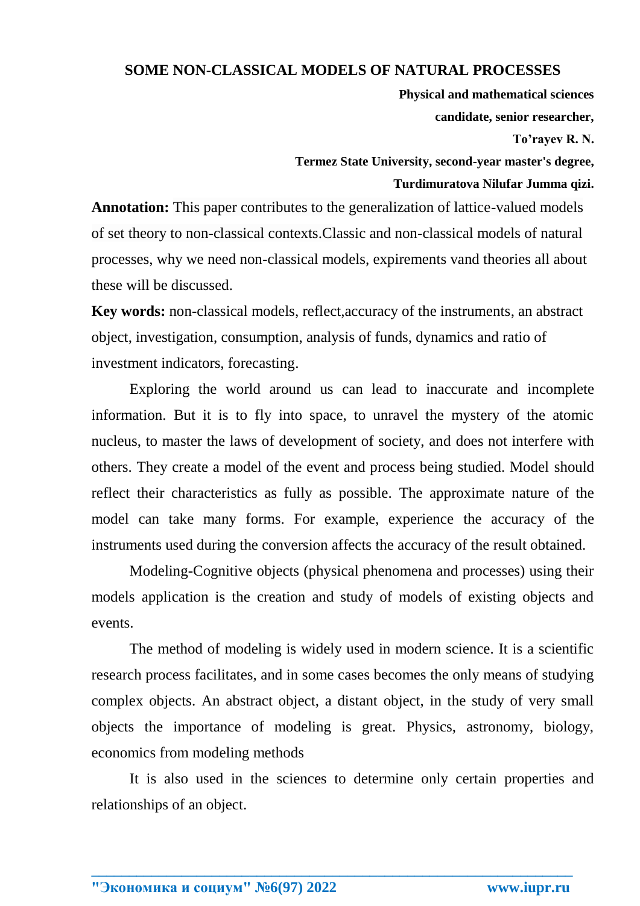# SOME NON-CLASSICAL MODELS OF NATURAL PROCESSES

**Physical and mathematical sciences**

**candidate, senior researcher,**

**To'rayev R. N.**

**Termez State University, second-year master's degree,**

**Turdimuratova Nilufar Jumma qizi.**

**Annotation:** This paper contributes to the generalization of lattice-valued models of set theory to non-classical contexts.Classic and non-classical models of natural processes, why we need non-classical models, expirements vand theories all about these will be discussed.

**Key words:** non-classical models, reflect,accuracy of the instruments, an abstract object, investigation, consumption, analysis of funds, dynamics and ratio of investment indicators, forecasting.

Exploring the world around us can lead to inaccurate and incomplete information. But it is to fly into space, to unravel the mystery of the atomic nucleus, to master the laws of development of society, and does not interfere with others. They create a model of the event and process being studied. Model should reflect their characteristics as fully as possible. The approximate nature of the model can take many forms. For example, experience the accuracy of the instruments used during the conversion affects the accuracy of the result obtained.

Modeling-Cognitive objects (physical phenomena and processes) using their models application is the creation and study of models of existing objects and events.

The method of modeling is widely used in modern science. It is a scientific research process facilitates, and in some cases becomes the only means of studying complex objects. An abstract object, a distant object, in the study of very small objects the importance of modeling is great. Physics, astronomy, biology, economics from modeling methods

It is also used in the sciences to determine only certain properties and relationships of an object.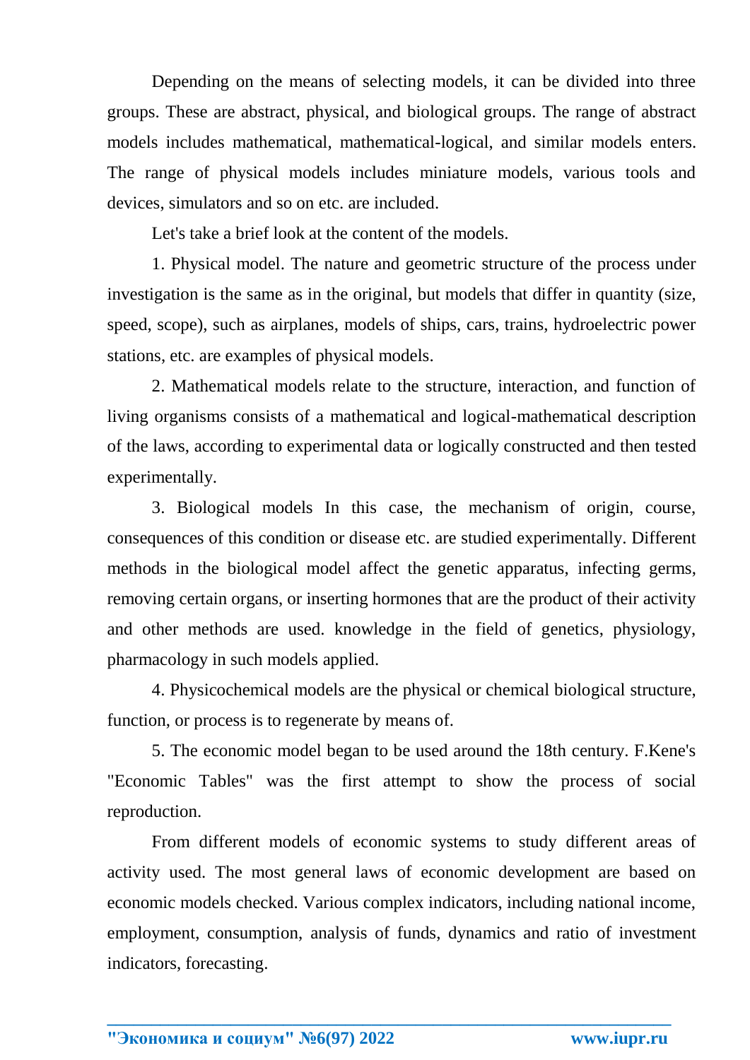Depending on the means of selecting models, it can be divided into three groups. These are abstract, physical, and biological groups. The range of abstract models includes mathematical, mathematical-logical, and similar models enters. The range of physical models includes miniature models, various tools and devices, simulators and so on etc. are included.

Let's take a brief look at the content of the models.

1. Physical model. The nature and geometric structure of the process under investigation is the same as in the original, but models that differ in quantity (size, speed, scope), such as airplanes, models of ships, cars, trains, hydroelectric power stations, etc. are examples of physical models.

2. Mathematical models relate to the structure, interaction, and function of living organisms consists of a mathematical and logical-mathematical description of the laws, according to experimental data or logically constructed and then tested experimentally.

3. Biological models In this case, the mechanism of origin, course, consequences of this condition or disease etc. are studied experimentally. Different methods in the biological model affect the genetic apparatus, infecting germs, removing certain organs, or inserting hormones that are the product of their activity and other methods are used. knowledge in the field of genetics, physiology, pharmacology in such models applied.

4. Physicochemical models are the physical or chemical biological structure, function, or process is to regenerate by means of.

5. The economic model began to be used around the 18th century. F.Kene's "Economic Tables" was the first attempt to show the process of social reproduction.

From different models of economic systems to study different areas of activity used. The most general laws of economic development are based on economic models checked. Various complex indicators, including national income, employment, consumption, analysis of funds, dynamics and ratio of investment indicators, forecasting.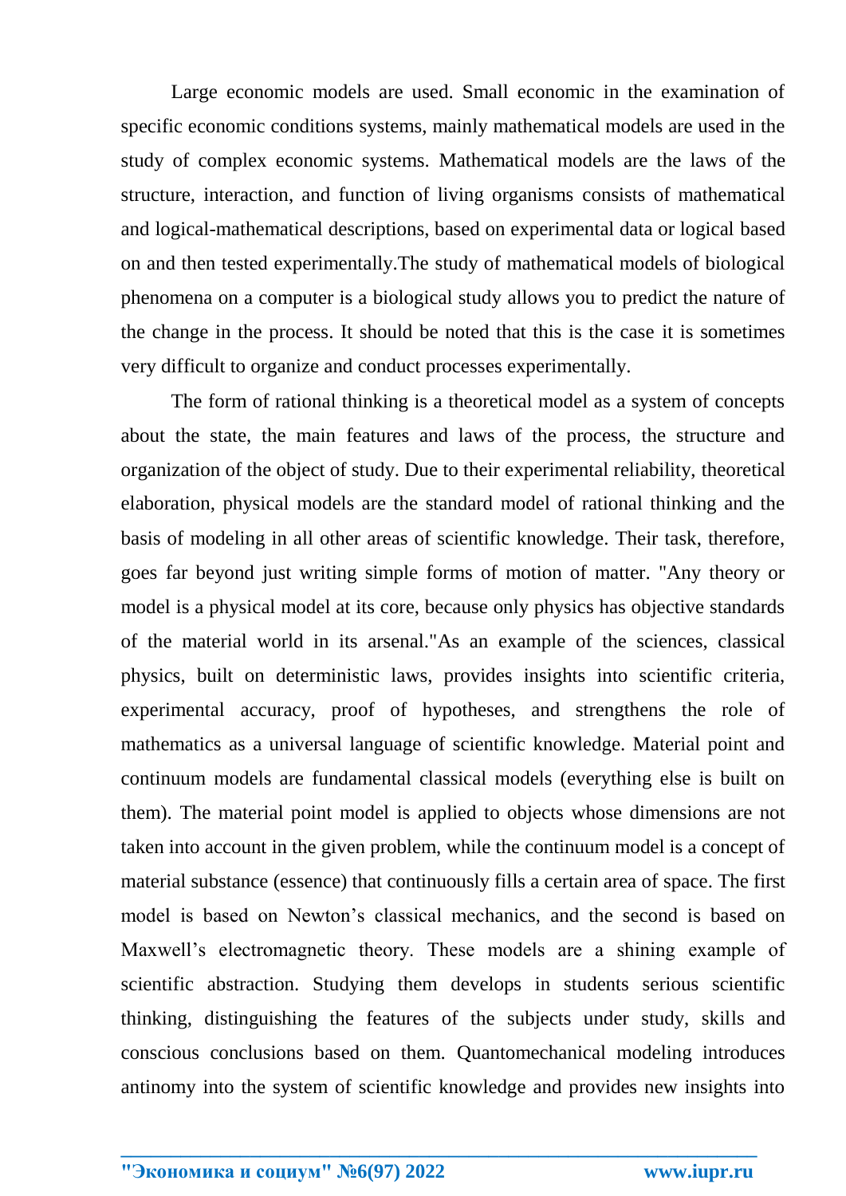Large economic models are used. Small economic in the examination of specific economic conditions systems, mainly mathematical models are used in the study of complex economic systems. Mathematical models are the laws of the structure, interaction, and function of living organisms consists of mathematical and logical-mathematical descriptions, based on experimental data or logical based on and then tested experimentally.The study of mathematical models of biological phenomena on a computer is a biological study allows you to predict the nature of the change in the process. It should be noted that this is the case it is sometimes very difficult to organize and conduct processes experimentally.

The form of rational thinking is a theoretical model as a system of concepts about the state, the main features and laws of the process, the structure and organization of the object of study. Due to their experimental reliability, theoretical elaboration, physical models are the standard model of rational thinking and the basis of modeling in all other areas of scientific knowledge. Their task, therefore, goes far beyond just writing simple forms of motion of matter. "Any theory or model is a physical model at its core, because only physics has objective standards of the material world in its arsenal."As an example of the sciences, classical physics, built on deterministic laws, provides insights into scientific criteria, experimental accuracy, proof of hypotheses, and strengthens the role of mathematics as a universal language of scientific knowledge. Material point and continuum models are fundamental classical models (everything else is built on them). The material point model is applied to objects whose dimensions are not taken into account in the given problem, while the continuum model is a concept of material substance (essence) that continuously fills a certain area of space. The first model is based on Newton's classical mechanics, and the second is based on Maxwell's electromagnetic theory. These models are a shining example of scientific abstraction. Studying them develops in students serious scientific thinking, distinguishing the features of the subjects under study, skills and conscious conclusions based on them. Quantomechanical modeling introduces antinomy into the system of scientific knowledge and provides new insights into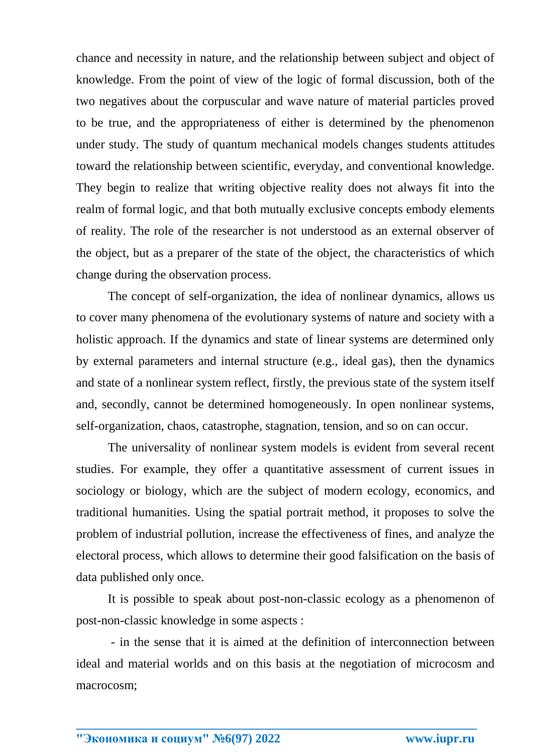chance and necessity in nature, and the relationship between subject and object of knowledge. From the point of view of the logic of formal discussion, both of the two negatives about the corpuscular and wave nature of material particles proved to be true, and the appropriateness of either is determined by the phenomenon under study. The study of quantum mechanical models changes students attitudes toward the relationship between scientific, everyday, and conventional knowledge. They begin to realize that writing objective reality does not always fit into the realm of formal logic, and that both mutually exclusive concepts embody elements of reality. The role of the researcher is not understood as an external observer of the object, but as a preparer of the state of the object, the characteristics of which change during the observation process.

The concept of self-organization, the idea of nonlinear dynamics, allows us to cover many phenomena of the evolutionary systems of nature and society with a holistic approach. If the dynamics and state of linear systems are determined only by external parameters and internal structure (e.g., ideal gas), then the dynamics and state of a nonlinear system reflect, firstly, the previous state of the system itself and, secondly, cannot be determined homogeneously. In open nonlinear systems, self-organization, chaos, catastrophe, stagnation, tension, and so on can occur.

The universality of nonlinear system models is evident from several recent studies. For example, they offer a quantitative assessment of current issues in sociology or biology, which are the subject of modern ecology, economics, and traditional humanities. Using the spatial portrait method, it proposes to solve the problem of industrial pollution, increase the effectiveness of fines, and analyze the electoral process, which allows to determine their good falsification on the basis of data published only once.

It is possible to speak about post-non-classic ecology as a phenomenon of post-non-classic knowledge in some aspects :

- in the sense that it is aimed at the definition of interconnection between ideal and material worlds and on this basis at the negotiation of microcosm and macrocosm;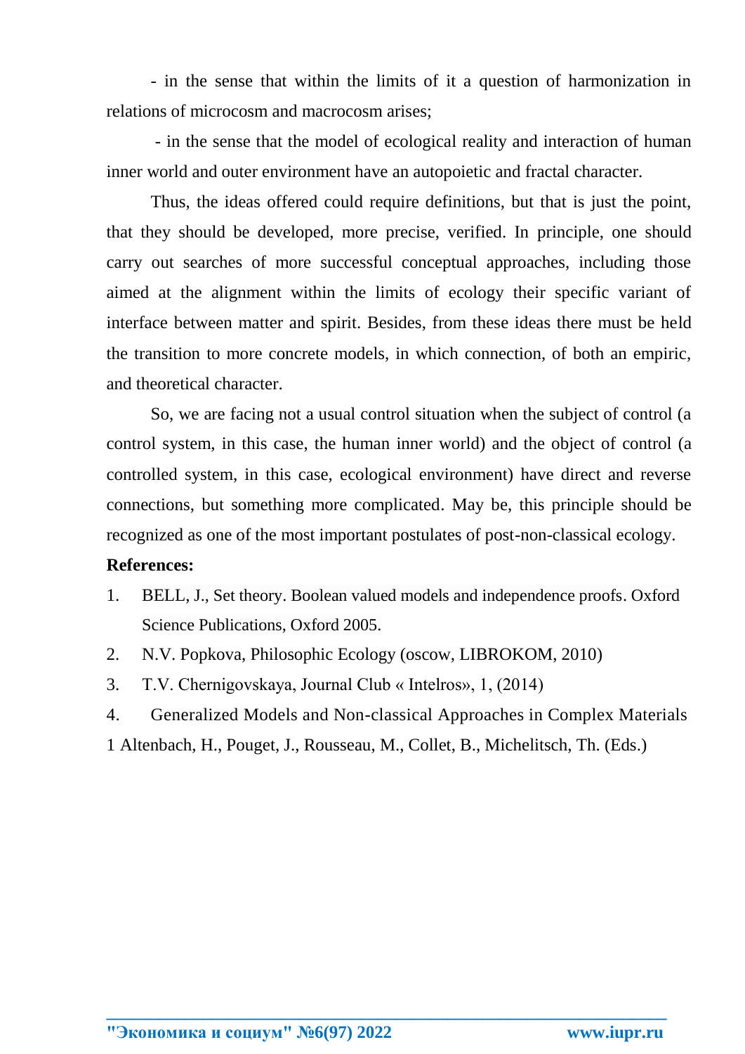- in the sense that within the limits of it a question of harmonization in relations of microcosm and macrocosm arises;

- in the sense that the model of ecological reality and interaction of human inner world and outer environment have an autopoietic and fractal character.

Thus, the ideas offered could require definitions, but that is just the point, that they should be developed, more precise, verified. In principle, one should carry out searches of more successful conceptual approaches, including those aimed at the alignment within the limits of ecology their specific variant of interface between matter and spirit. Besides, from these ideas there must be held the transition to more concrete models, in which connection, of both an empiric, and theoretical character.

So, we are facing not a usual control situation when the subject of control (a control system, in this case, the human inner world) and the object of control (a controlled system, in this case, ecological environment) have direct and reverse connections, but something more complicated. May be, this principle should be recognized as one of the most important postulates of post-non-classical ecology.

**References:**

1. BELL, J., Set theory. Boolean valued models and independence proofs. Oxford Science Publications, Oxford 2005.
2. N.V. Popkova, Philosophic Ecology (oscow, LIBROKOM, 2010)
3. T.V. Chernigovskaya, Journal Club « Intelros», 1, (2014)
4. Generalized Models and Non-classical Approaches in Complex Materials

1 Altenbach, H., Pouget, J., Rousseau, M., Collet, B., Michelitsch, Th. (Eds.)